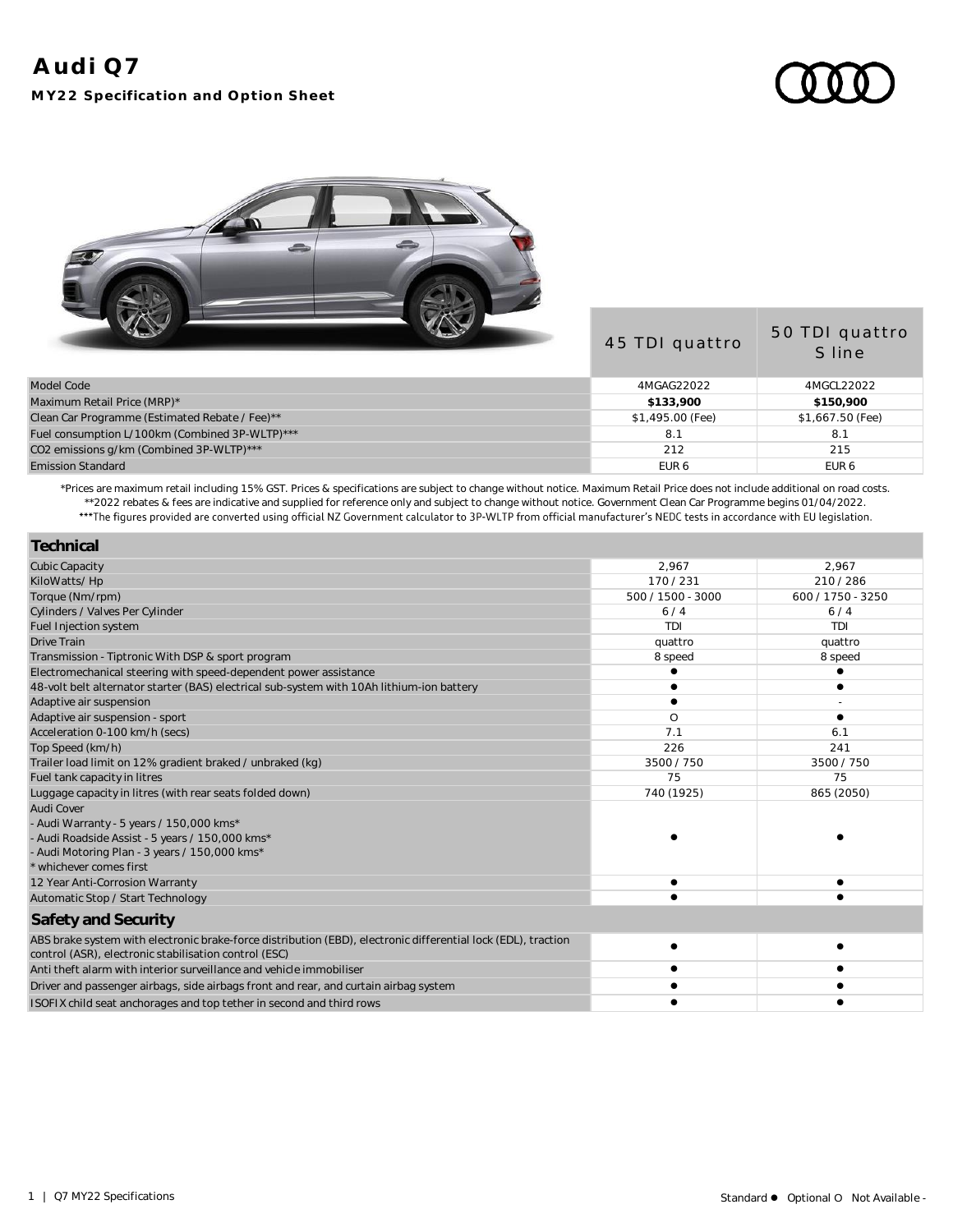# Audi Q7

**MY22 Specification and Option Sheet**

| | 45 TDI quattro | 50 TDI quattro S line |
|---|---|---|
| Model Code | 4MGAG22022 | 4MGCL22022 |
| Maximum Retail Price (MRP)* | **$133,900** | **$150,900** |
| Clean Car Programme (Estimated Rebate / Fee)** | $1,495.00 (Fee) | $1,667.50 (Fee) |
| Fuel consumption L/100km (Combined 3P-WLTP)*** | 8.1 | 8.1 |
| $CO_2$ emissions g/km (Combined 3P-WLTP)*** | 212 | 215 |
| Emission Standard | EUR 6 | EUR 6 |

*Prices are maximum retail including 15% GST. Prices & specifications are subject to change without notice. Maximum Retail Price does not include additional on road costs.
**2022 rebates & fees are indicative and supplied for reference only and subject to change without notice. Government Clean Car Programme begins 01/04/2022.
***The figures provided are converted using official NZ Government calculator to 3P-WLTP from official manufacturer's NEDC tests in accordance with EU legislation.

## Technical

| | 45 TDI quattro | 50 TDI quattro S line |
|---|---|---|
| Cubic Capacity | 2,967 | 2,967 |
| KiloWatts/ Hp | 170 / 231 | 210 / 286 |
| Torque (Nm/rpm) | 500 / 1500 - 3000 | 600 / 1750 - 3250 |
| Cylinders / Valves Per Cylinder | 6 / 4 | 6 / 4 |
| Fuel Injection system | TDI | TDI |
| Drive Train | quattro | quattro |
| Transmission - Tiptronic With DSP & sport program | 8 speed | 8 speed |
| Electromechanical steering with speed-dependent power assistance | ● | ● |
| 48-volt belt alternator starter (BAS) electrical sub-system with 10Ah lithium-ion battery | ● | ● |
| Adaptive air suspension | ● | - |
| Adaptive air suspension - sport | O | ● |
| Acceleration 0-100 km/h (secs) | 7.1 | 6.1 |
| Top Speed (km/h) | 226 | 241 |
| Trailer load limit on 12% gradient braked / unbraked (kg) | 3500 / 750 | 3500 / 750 |
| Fuel tank capacity in litres | 75 | 75 |
| Luggage capacity in litres (with rear seats folded down) | 740 (1925) | 865 (2050) |
| Audi Cover<br>- Audi Warranty - 5 years / 150,000 kms*<br>- Audi Roadside Assist - 5 years / 150,000 kms*<br>- Audi Motoring Plan - 3 years / 150,000 kms*<br>* whichever comes first | ● | ● |
| 12 Year Anti-Corrosion Warranty | ● | ● |
| Automatic Stop / Start Technology | ● | ● |

## Safety and Security

| | 45 TDI quattro | 50 TDI quattro S line |
|---|---|---|
| ABS brake system with electronic brake-force distribution (EBD), electronic differential lock (EDL), traction control (ASR), electronic stabilisation control (ESC) | ● | ● |
| Anti theft alarm with interior surveillance and vehicle immobiliser | ● | ● |
| Driver and passenger airbags, side airbags front and rear, and curtain airbag system | ● | ● |
| ISOFIX child seat anchorages and top tether in second and third rows | ● | ● |

Standard ● Optional O Not Available -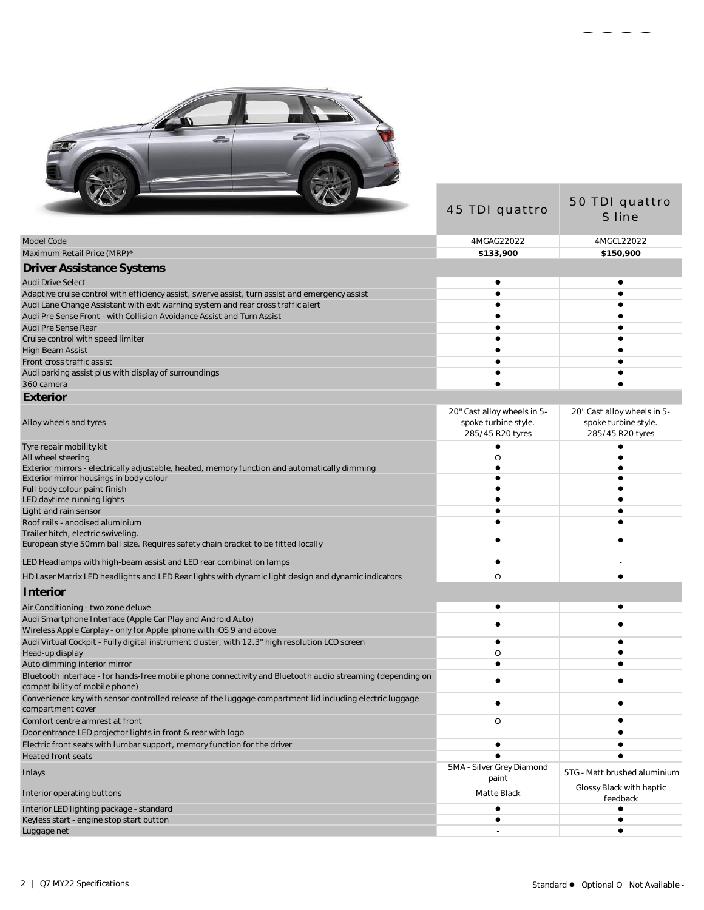| | 45 TDI quattro | 50 TDI quattro S line |
|---|---|---|
| Model Code | 4MGAG22022 | 4MGCL22022 |
| Maximum Retail Price (MRP)* | **$133,900** | **$150,900** |
| **Driver Assistance Systems** | | |
| Audi Drive Select | ● | ● |
| Adaptive cruise control with efficiency assist, swerve assist, turn assist and emergency assist | ● | ● |
| Audi Lane Change Assistant with exit warning system and rear cross traffic alert | ● | ● |
| Audi Pre Sense Front - with Collision Avoidance Assist and Turn Assist | ● | ● |
| Audi Pre Sense Rear | ● | ● |
| Cruise control with speed limiter | ● | ● |
| High Beam Assist | ● | ● |
| Front cross traffic assist | ● | ● |
| Audi parking assist plus with display of surroundings | ● | ● |
| 360 camera | ● | ● |
| **Exterior** | | |
| Alloy wheels and tyres | 20" Cast alloy wheels in 5-spoke turbine style. 285/45 R20 tyres | 20" Cast alloy wheels in 5-spoke turbine style. 285/45 R20 tyres |
| Tyre repair mobility kit | ● | ● |
| All wheel steering | O | ● |
| Exterior mirrors - electrically adjustable, heated, memory function and automatically dimming | ● | ● |
| Exterior mirror housings in body colour | ● | ● |
| Full body colour paint finish | ● | ● |
| LED daytime running lights | ● | ● |
| Light and rain sensor | ● | ● |
| Roof rails - anodised aluminium | ● | ● |
| Trailer hitch, electric swiveling. European style 50mm ball size. Requires safety chain bracket to be fitted locally | ● | ● |
| LED Headlamps with high-beam assist and LED rear combination lamps | ● | - |
| HD Laser Matrix LED headlights and LED Rear lights with dynamic light design and dynamic indicators | O | ● |
| **Interior** | | |
| Air Conditioning - two zone deluxe | ● | ● |
| Audi Smartphone Interface (Apple Car Play and Android Auto) Wireless Apple Carplay - only for Apple iphone with iOS 9 and above | ● | ● |
| Audi Virtual Cockpit - Fully digital instrument cluster, with 12.3" high resolution LCD screen | ● | ● |
| Head-up display | O | ● |
| Auto dimming interior mirror | ● | ● |
| Bluetooth interface - for hands-free mobile phone connectivity and Bluetooth audio streaming (depending on compatibility of mobile phone) | ● | ● |
| Convenience key with sensor controlled release of the luggage compartment lid including electric luggage compartment cover | ● | ● |
| Comfort centre armrest at front | O | ● |
| Door entrance LED projector lights in front & rear with logo | - | ● |
| Electric front seats with lumbar support, memory function for the driver | ● | ● |
| Heated front seats | ● | ● |
| Inlays | 5MA - Silver Grey Diamond paint | 5TG - Matt brushed aluminium |
| Interior operating buttons | Matte Black | Glossy Black with haptic feedback |
| Interior LED lighting package - standard | ● | ● |
| Keyless start - engine stop start button | ● | ● |
| Luggage net | - | ● |

Standard ● Optional O Not Available -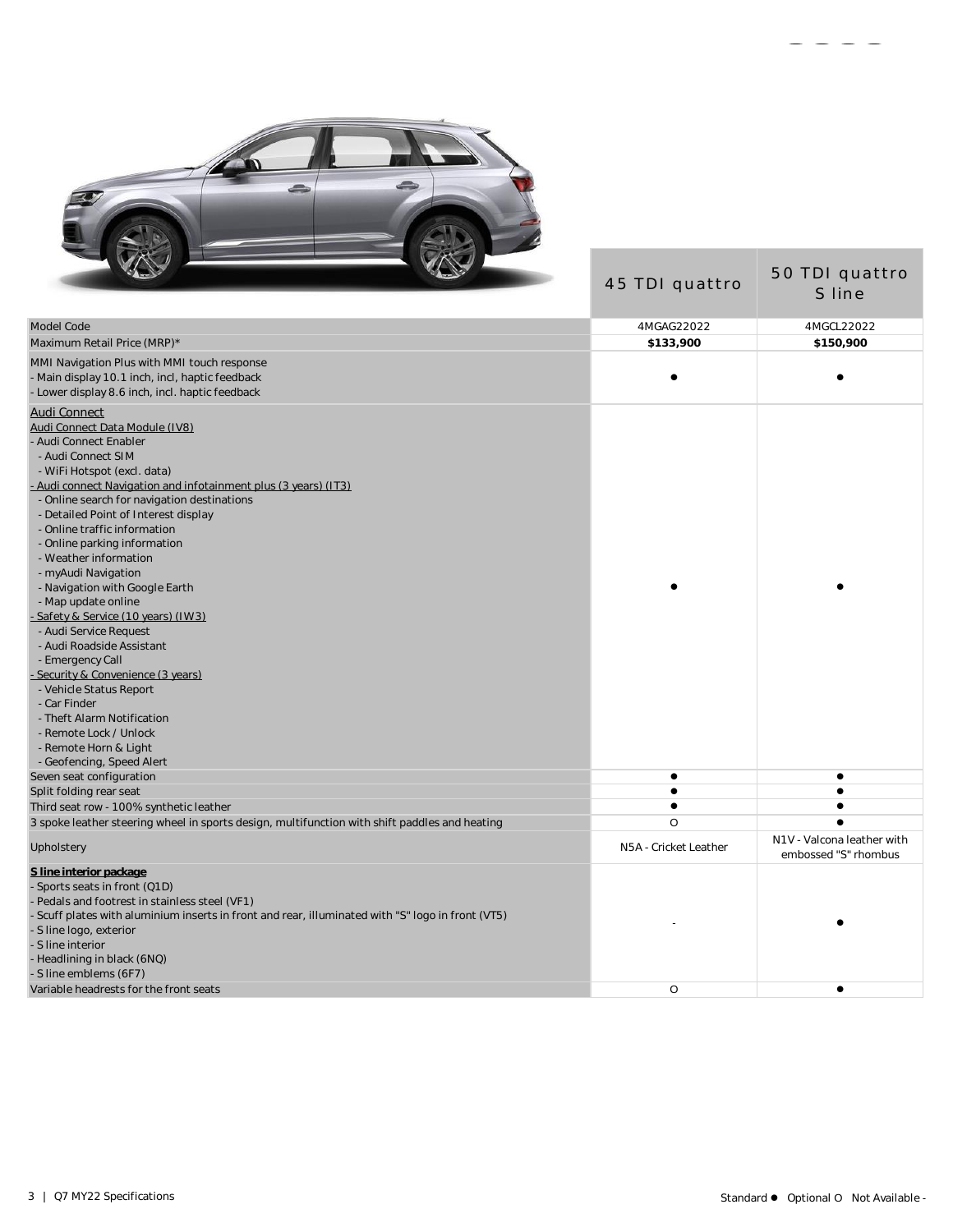| | 45 TDI quattro | 50 TDI quattro S line |
|---|---|---|
| Model Code | 4MGAG22022 | 4MGCL22022 |
| Maximum Retail Price (MRP)* | **$133,900** | **$150,900** |
| MMI Navigation Plus with MMI touch response<br>- Main display 10.1 inch, incl, haptic feedback<br>- Lower display 8.6 inch, incl. haptic feedback | ● | ● |
| Audi Connect<br>Audi Connect Data Module (IV8)<br>- Audi Connect Enabler<br>  - Audi Connect SIM<br>  - WiFi Hotspot (excl. data)<br>- Audi connect Navigation and infotainment plus (3 years) (IT3)<br>  - Online search for navigation destinations<br>  - Detailed Point of Interest display<br>  - Online traffic information<br>  - Online parking information<br>  - Weather information<br>  - myAudi Navigation<br>  - Navigation with Google Earth<br>  - Map update online<br>- Safety & Service (10 years) (IW3)<br>  - Audi Service Request<br>  - Audi Roadside Assistant<br>  - Emergency Call<br>- Security & Convenience (3 years)<br>  - Vehicle Status Report<br>  - Car Finder<br>  - Theft Alarm Notification<br>  - Remote Lock / Unlock<br>  - Remote Horn & Light<br>  - Geofencing, Speed Alert | ● | ● |
| Seven seat configuration | ● | ● |
| Split folding rear seat | ● | ● |
| Third seat row - 100% synthetic leather | ● | ● |
| 3 spoke leather steering wheel in sports design, multifunction with shift paddles and heating | O | ● |
| Upholstery | N5A - Cricket Leather | N1V - Valcona leather with embossed "S" rhombus |
| **S line interior package**<br>- Sports seats in front (Q1D)<br>- Pedals and footrest in stainless steel (VF1)<br>- Scuff plates with aluminium inserts in front and rear, illuminated with "S" logo in front (VT5)<br>- S line logo, exterior<br>- S line interior<br>- Headlining in black (6NQ)<br>- S line emblems (6F7) | - | ● |
| Variable headrests for the front seats | O | ● |

Standard ● Optional O Not Available -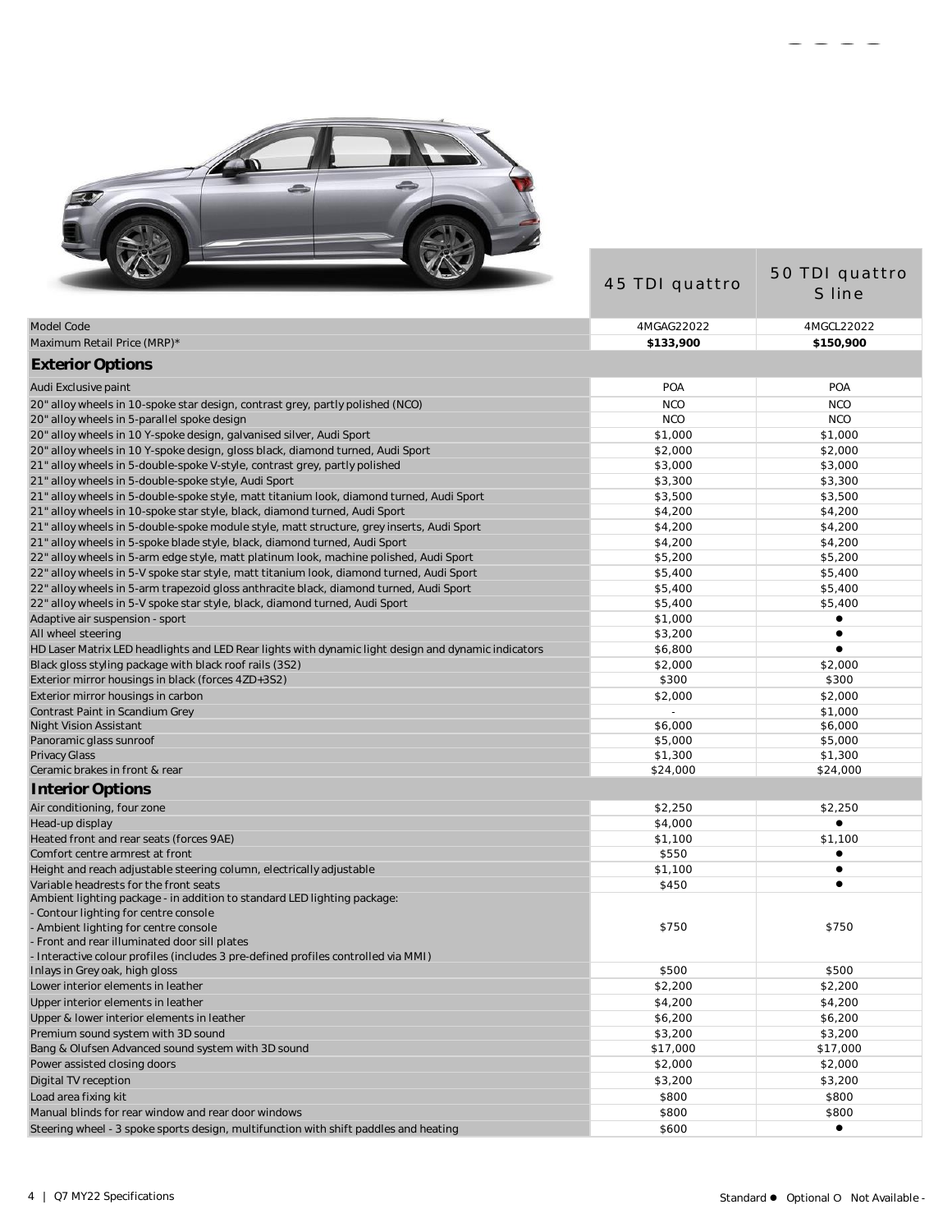| | 45 TDI quattro | 50 TDI quattro S line |
|---|---|---|
| Model Code | 4MGAG22022 | 4MGCL22022 |
| Maximum Retail Price (MRP)* | **$133,900** | **$150,900** |
| **Exterior Options** | | |
| Audi Exclusive paint | POA | POA |
| 20" alloy wheels in 10-spoke star design, contrast grey, partly polished (NCO) | NCO | NCO |
| 20" alloy wheels in 5-parallel spoke design | NCO | NCO |
| 20" alloy wheels in 10 Y-spoke design, galvanised silver, Audi Sport | $1,000 | $1,000 |
| 20" alloy wheels in 10 Y-spoke design, gloss black, diamond turned, Audi Sport | $2,000 | $2,000 |
| 21" alloy wheels in 5-double-spoke V-style, contrast grey, partly polished | $3,000 | $3,000 |
| 21" alloy wheels in 5-double-spoke style, Audi Sport | $3,300 | $3,300 |
| 21" alloy wheels in 5-double-spoke style, matt titanium look, diamond turned, Audi Sport | $3,500 | $3,500 |
| 21" alloy wheels in 10-spoke star style, black, diamond turned, Audi Sport | $4,200 | $4,200 |
| 21" alloy wheels in 5-double-spoke module style, matt structure, grey inserts, Audi Sport | $4,200 | $4,200 |
| 21" alloy wheels in 5-spoke blade style, black, diamond turned, Audi Sport | $4,200 | $4,200 |
| 22" alloy wheels in 5-arm edge style, matt platinum look, machine polished, Audi Sport | $5,200 | $5,200 |
| 22" alloy wheels in 5-V spoke star style, matt titanium look, diamond turned, Audi Sport | $5,400 | $5,400 |
| 22" alloy wheels in 5-arm trapezoid gloss anthracite black, diamond turned, Audi Sport | $5,400 | $5,400 |
| 22" alloy wheels in 5-V spoke star style, black, diamond turned, Audi Sport | $5,400 | $5,400 |
| Adaptive air suspension - sport | $1,000 | ● |
| All wheel steering | $3,200 | ● |
| HD Laser Matrix LED headlights and LED Rear lights with dynamic light design and dynamic indicators | $6,800 | ● |
| Black gloss styling package with black roof rails (3S2) | $2,000 | $2,000 |
| Exterior mirror housings in black (forces 4ZD+3S2) | $300 | $300 |
| Exterior mirror housings in carbon | $2,000 | $2,000 |
| Contrast Paint in Scandium Grey | - | $1,000 |
| Night Vision Assistant | $6,000 | $6,000 |
| Panoramic glass sunroof | $5,000 | $5,000 |
| Privacy Glass | $1,300 | $1,300 |
| Ceramic brakes in front & rear | $24,000 | $24,000 |
| **Interior Options** | | |
| Air conditioning, four zone | $2,250 | $2,250 |
| Head-up display | $4,000 | ● |
| Heated front and rear seats (forces 9AE) | $1,100 | $1,100 |
| Comfort centre armrest at front | $550 | ● |
| Height and reach adjustable steering column, electrically adjustable | $1,100 | ● |
| Variable headrests for the front seats | $450 | ● |
| Ambient lighting package - in addition to standard LED lighting package:<br>- Contour lighting for centre console<br>- Ambient lighting for centre console<br>- Front and rear illuminated door sill plates<br>- Interactive colour profiles (includes 3 pre-defined profiles controlled via MMI) | $750 | $750 |
| Inlays in Grey oak, high gloss | $500 | $500 |
| Lower interior elements in leather | $2,200 | $2,200 |
| Upper interior elements in leather | $4,200 | $4,200 |
| Upper & lower interior elements in leather | $6,200 | $6,200 |
| Premium sound system with 3D sound | $3,200 | $3,200 |
| Bang & Olufsen Advanced sound system with 3D sound | $17,000 | $17,000 |
| Power assisted closing doors | $2,000 | $2,000 |
| Digital TV reception | $3,200 | $3,200 |
| Load area fixing kit | $800 | $800 |
| Manual blinds for rear window and rear door windows | $800 | $800 |
| Steering wheel - 3 spoke sports design, multifunction with shift paddles and heating | $600 | ● |

Standard ● Optional O Not Available -